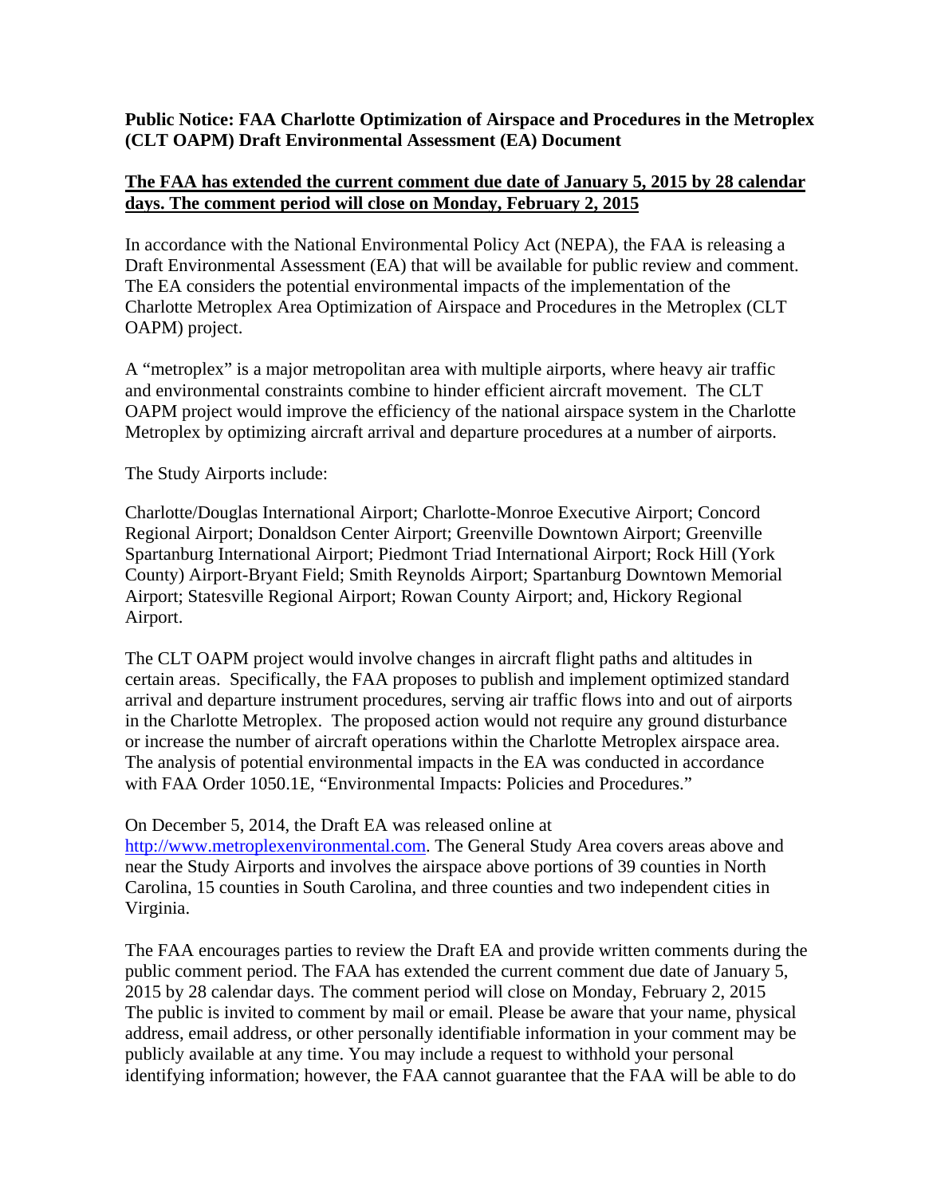**Public Notice: FAA Charlotte Optimization of Airspace and Procedures in the Metroplex (CLT OAPM) Draft Environmental Assessment (EA) Document**

**<u>The FAA has extended the current comment due date of January 5, 2015 by 28 calendar days. The comment period will close on Monday, February 2, 2015</u>**

In accordance with the National Environmental Policy Act (NEPA), the FAA is releasing a Draft Environmental Assessment (EA) that will be available for public review and comment. The EA considers the potential environmental impacts of the implementation of the Charlotte Metroplex Area Optimization of Airspace and Procedures in the Metroplex (CLT OAPM) project.

A "metroplex" is a major metropolitan area with multiple airports, where heavy air traffic and environmental constraints combine to hinder efficient aircraft movement. The CLT OAPM project would improve the efficiency of the national airspace system in the Charlotte Metroplex by optimizing aircraft arrival and departure procedures at a number of airports.

The Study Airports include:

Charlotte/Douglas International Airport; Charlotte-Monroe Executive Airport; Concord Regional Airport; Donaldson Center Airport; Greenville Downtown Airport; Greenville Spartanburg International Airport; Piedmont Triad International Airport; Rock Hill (York County) Airport-Bryant Field; Smith Reynolds Airport; Spartanburg Downtown Memorial Airport; Statesville Regional Airport; Rowan County Airport; and, Hickory Regional Airport.

The CLT OAPM project would involve changes in aircraft flight paths and altitudes in certain areas. Specifically, the FAA proposes to publish and implement optimized standard arrival and departure instrument procedures, serving air traffic flows into and out of airports in the Charlotte Metroplex. The proposed action would not require any ground disturbance or increase the number of aircraft operations within the Charlotte Metroplex airspace area. The analysis of potential environmental impacts in the EA was conducted in accordance with FAA Order 1050.1E, "Environmental Impacts: Policies and Procedures."

On December 5, 2014, the Draft EA was released online at http://www.metroplexenvironmental.com. The General Study Area covers areas above and near the Study Airports and involves the airspace above portions of 39 counties in North Carolina, 15 counties in South Carolina, and three counties and two independent cities in Virginia.

The FAA encourages parties to review the Draft EA and provide written comments during the public comment period. The FAA has extended the current comment due date of January 5, 2015 by 28 calendar days. The comment period will close on Monday, February 2, 2015 The public is invited to comment by mail or email. Please be aware that your name, physical address, email address, or other personally identifiable information in your comment may be publicly available at any time. You may include a request to withhold your personal identifying information; however, the FAA cannot guarantee that the FAA will be able to do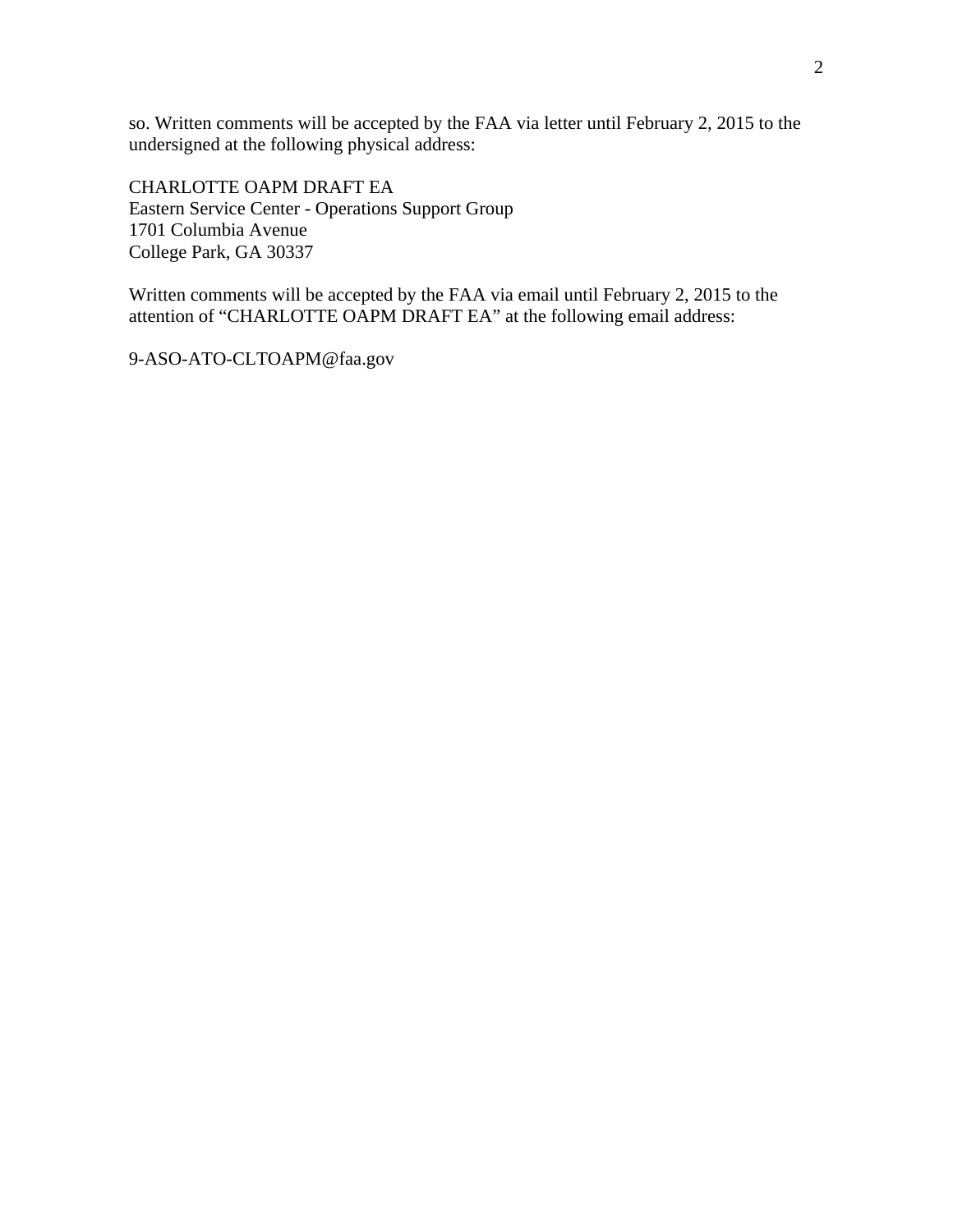so. Written comments will be accepted by the FAA via letter until February 2, 2015 to the undersigned at the following physical address:

CHARLOTTE OAPM DRAFT EA
Eastern Service Center - Operations Support Group
1701 Columbia Avenue
College Park, GA 30337

Written comments will be accepted by the FAA via email until February 2, 2015 to the attention of "CHARLOTTE OAPM DRAFT EA" at the following email address:

9-ASO-ATO-CLTOAPM@faa.gov